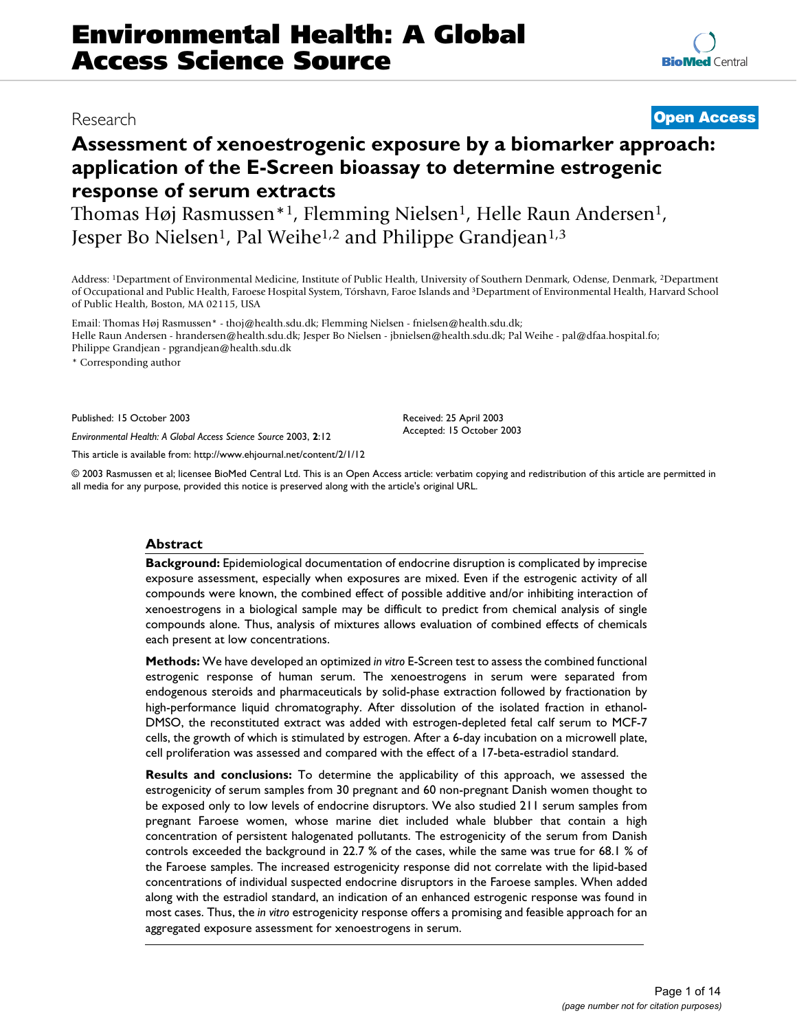# Environmental Health: A Global Access Science Source

Research

Open Access

## Assessment of xenoestrogenic exposure by a biomarker approach: application of the E-Screen bioassay to determine estrogenic response of serum extracts

Thomas Høj Rasmussen*[1], Flemming Nielsen[1], Helle Raun Andersen[1], Jesper Bo Nielsen[1], Pal Weihe[1,2] and Philippe Grandjean[1,3]

Address: [1]Department of Environmental Medicine, Institute of Public Health, University of Southern Denmark, Odense, Denmark, [2]Department of Occupational and Public Health, Faroese Hospital System, Tórshavn, Faroe Islands and [3]Department of Environmental Health, Harvard School of Public Health, Boston, MA 02115, USA

Email: Thomas Høj Rasmussen* - thoj@health.sdu.dk; Flemming Nielsen - fnielsen@health.sdu.dk; Helle Raun Andersen - hrandersen@health.sdu.dk; Jesper Bo Nielsen - jbnielsen@health.sdu.dk; Pal Weihe - pal@dfaa.hospital.fo; Philippe Grandjean - pgrandjean@health.sdu.dk

\* Corresponding author

Published: 15 October 2003

*Environmental Health: A Global Access Science Source* 2003, **2**:12

This article is available from: http://www.ehjournal.net/content/2/1/12

Received: 25 April 2003
Accepted: 15 October 2003

© 2003 Rasmussen et al; licensee BioMed Central Ltd. This is an Open Access article: verbatim copying and redistribution of this article are permitted in all media for any purpose, provided this notice is preserved along with the article's original URL.

### Abstract

**Background:** Epidemiological documentation of endocrine disruption is complicated by imprecise exposure assessment, especially when exposures are mixed. Even if the estrogenic activity of all compounds were known, the combined effect of possible additive and/or inhibiting interaction of xenoestrogens in a biological sample may be difficult to predict from chemical analysis of single compounds alone. Thus, analysis of mixtures allows evaluation of combined effects of chemicals each present at low concentrations.

**Methods:** We have developed an optimized *in vitro* E-Screen test to assess the combined functional estrogenic response of human serum. The xenoestrogens in serum were separated from endogenous steroids and pharmaceuticals by solid-phase extraction followed by fractionation by high-performance liquid chromatography. After dissolution of the isolated fraction in ethanol-DMSO, the reconstituted extract was added with estrogen-depleted fetal calf serum to MCF-7 cells, the growth of which is stimulated by estrogen. After a 6-day incubation on a microwell plate, cell proliferation was assessed and compared with the effect of a 17-beta-estradiol standard.

**Results and conclusions:** To determine the applicability of this approach, we assessed the estrogenicity of serum samples from 30 pregnant and 60 non-pregnant Danish women thought to be exposed only to low levels of endocrine disruptors. We also studied 211 serum samples from pregnant Faroese women, whose marine diet included whale blubber that contain a high concentration of persistent halogenated pollutants. The estrogenicity of the serum from Danish controls exceeded the background in 22.7 % of the cases, while the same was true for 68.1 % of the Faroese samples. The increased estrogenicity response did not correlate with the lipid-based concentrations of individual suspected endocrine disruptors in the Faroese samples. When added along with the estradiol standard, an indication of an enhanced estrogenic response was found in most cases. Thus, the *in vitro* estrogenicity response offers a promising and feasible approach for an aggregated exposure assessment for xenoestrogens in serum.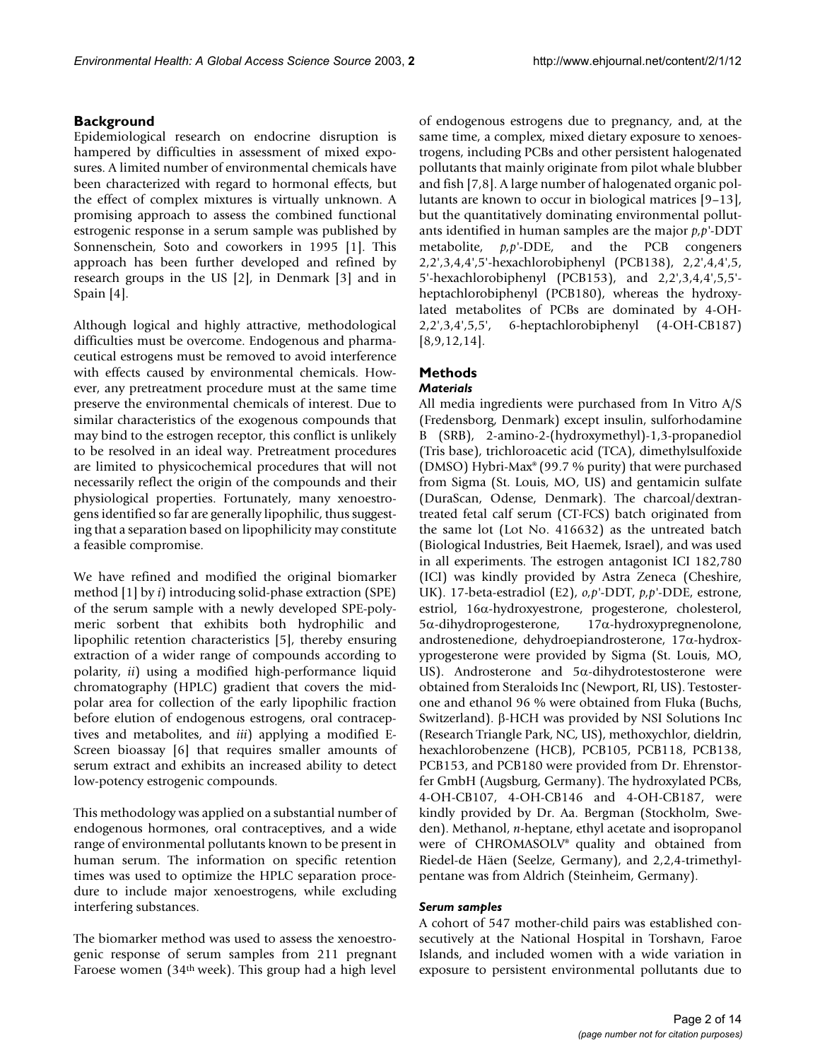## Background

Epidemiological research on endocrine disruption is hampered by difficulties in assessment of mixed exposures. A limited number of environmental chemicals have been characterized with regard to hormonal effects, but the effect of complex mixtures is virtually unknown. A promising approach to assess the combined functional estrogenic response in a serum sample was published by Sonnenschein, Soto and coworkers in 1995 [1]. This approach has been further developed and refined by research groups in the US [2], in Denmark [3] and in Spain [4].

Although logical and highly attractive, methodological difficulties must be overcome. Endogenous and pharmaceutical estrogens must be removed to avoid interference with effects caused by environmental chemicals. However, any pretreatment procedure must at the same time preserve the environmental chemicals of interest. Due to similar characteristics of the exogenous compounds that may bind to the estrogen receptor, this conflict is unlikely to be resolved in an ideal way. Pretreatment procedures are limited to physicochemical procedures that will not necessarily reflect the origin of the compounds and their physiological properties. Fortunately, many xenoestrogens identified so far are generally lipophilic, thus suggesting that a separation based on lipophilicity may constitute a feasible compromise.

We have refined and modified the original biomarker method [1] by *i*) introducing solid-phase extraction (SPE) of the serum sample with a newly developed SPE-polymeric sorbent that exhibits both hydrophilic and lipophilic retention characteristics [5], thereby ensuring extraction of a wider range of compounds according to polarity, *ii*) using a modified high-performance liquid chromatography (HPLC) gradient that covers the mid-polar area for collection of the early lipophilic fraction before elution of endogenous estrogens, oral contraceptives and metabolites, and *iii*) applying a modified E-Screen bioassay [6] that requires smaller amounts of serum extract and exhibits an increased ability to detect low-potency estrogenic compounds.

This methodology was applied on a substantial number of endogenous hormones, oral contraceptives, and a wide range of environmental pollutants known to be present in human serum. The information on specific retention times was used to optimize the HPLC separation procedure to include major xenoestrogens, while excluding interfering substances.

The biomarker method was used to assess the xenoestrogenic response of serum samples from 211 pregnant Faroese women (34th week). This group had a high level of endogenous estrogens due to pregnancy, and, at the same time, a complex, mixed dietary exposure to xenoestrogens, including PCBs and other persistent halogenated pollutants that mainly originate from pilot whale blubber and fish [7,8]. A large number of halogenated organic pollutants are known to occur in biological matrices [9–13], but the quantitatively dominating environmental pollutants identified in human samples are the major *p,p'*-DDT metabolite, *p,p'*-DDE, and the PCB congeners 2,2',3,4,4',5'-hexachlorobiphenyl (PCB138), 2,2',4,4',5,5'-hexachlorobiphenyl (PCB153), and 2,2',3,4,4',5,5'-heptachlorobiphenyl (PCB180), whereas the hydroxylated metabolites of PCBs are dominated by 4-OH-2,2',3,4',5,5', 6-heptachlorobiphenyl (4-OH-CB187) [8,9,12,14].

## Methods

### *Materials*

All media ingredients were purchased from In Vitro A/S (Fredensborg, Denmark) except insulin, sulforhodamine B (SRB), 2-amino-2-(hydroxymethyl)-1,3-propanediol (Tris base), trichloroacetic acid (TCA), dimethylsulfoxide (DMSO) Hybri-Max® (99.7 % purity) that were purchased from Sigma (St. Louis, MO, US) and gentamicin sulfate (DuraScan, Odense, Denmark). The charcoal/dextran-treated fetal calf serum (CT-FCS) batch originated from the same lot (Lot No. 416632) as the untreated batch (Biological Industries, Beit Haemek, Israel), and was used in all experiments. The estrogen antagonist ICI 182,780 (ICI) was kindly provided by Astra Zeneca (Cheshire, UK). 17-beta-estradiol (E2), *o,p'*-DDT, *p,p'*-DDE, estrone, estriol, 16α-hydroxyestrone, progesterone, cholesterol, 5α-dihydroprogesterone, 17α-hydroxypregnenolone, androstenedione, dehydroepiandrosterone, 17α-hydroxyprogesterone were provided by Sigma (St. Louis, MO, US). Androsterone and 5α-dihydrotestosterone were obtained from Steraloids Inc (Newport, RI, US). Testosterone and ethanol 96 % were obtained from Fluka (Buchs, Switzerland). β-HCH was provided by NSI Solutions Inc (Research Triangle Park, NC, US), methoxychlor, dieldrin, hexachlorobenzene (HCB), PCB105, PCB118, PCB138, PCB153, and PCB180 were provided from Dr. Ehrenstorfer GmbH (Augsburg, Germany). The hydroxylated PCBs, 4-OH-CB107, 4-OH-CB146 and 4-OH-CB187, were kindly provided by Dr. Aa. Bergman (Stockholm, Sweden). Methanol, *n*-heptane, ethyl acetate and isopropanol were of CHROMASOLV® quality and obtained from Riedel-de Häen (Seelze, Germany), and 2,2,4-trimethylpentane was from Aldrich (Steinheim, Germany).

### *Serum samples*

A cohort of 547 mother-child pairs was established consecutively at the National Hospital in Torshavn, Faroe Islands, and included women with a wide variation in exposure to persistent environmental pollutants due to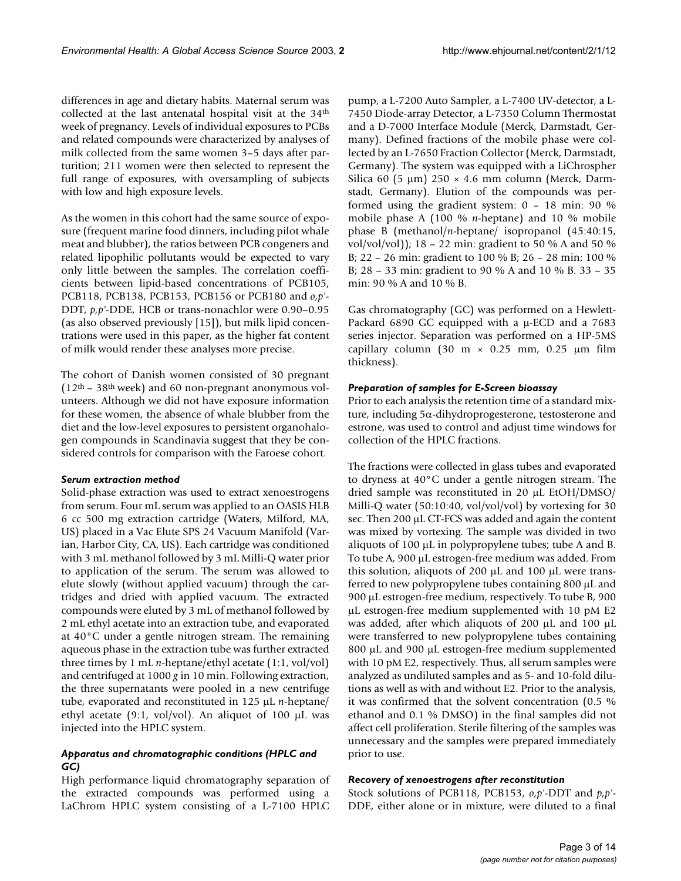differences in age and dietary habits. Maternal serum was collected at the last antenatal hospital visit at the 34th week of pregnancy. Levels of individual exposures to PCBs and related compounds were characterized by analyses of milk collected from the same women 3–5 days after parturition; 211 women were then selected to represent the full range of exposures, with oversampling of subjects with low and high exposure levels.

As the women in this cohort had the same source of exposure (frequent marine food dinners, including pilot whale meat and blubber), the ratios between PCB congeners and related lipophilic pollutants would be expected to vary only little between the samples. The correlation coefficients between lipid-based concentrations of PCB105, PCB118, PCB138, PCB153, PCB156 or PCB180 and *o,p'*-DDT, *p,p'*-DDE, HCB or trans-nonachlor were 0.90–0.95 (as also observed previously [15]), but milk lipid concentrations were used in this paper, as the higher fat content of milk would render these analyses more precise.

The cohort of Danish women consisted of 30 pregnant (12th – 38th week) and 60 non-pregnant anonymous volunteers. Although we did not have exposure information for these women, the absence of whale blubber from the diet and the low-level exposures to persistent organohalogen compounds in Scandinavia suggest that they be considered controls for comparison with the Faroese cohort.

#### *Serum extraction method*

Solid-phase extraction was used to extract xenoestrogens from serum. Four mL serum was applied to an OASIS HLB 6 cc 500 mg extraction cartridge (Waters, Milford, MA, US) placed in a Vac Elute SPS 24 Vacuum Manifold (Varian, Harbor City, CA, US). Each cartridge was conditioned with 3 mL methanol followed by 3 mL Milli-Q water prior to application of the serum. The serum was allowed to elute slowly (without applied vacuum) through the cartridges and dried with applied vacuum. The extracted compounds were eluted by 3 mL of methanol followed by 2 mL ethyl acetate into an extraction tube, and evaporated at 40°C under a gentle nitrogen stream. The remaining aqueous phase in the extraction tube was further extracted three times by 1 mL *n*-heptane/ethyl acetate (1:1, vol/vol) and centrifuged at 1000 *g* in 10 min. Following extraction, the three supernatants were pooled in a new centrifuge tube, evaporated and reconstituted in 125 µL *n*-heptane/ethyl acetate (9:1, vol/vol). An aliquot of 100 µL was injected into the HPLC system.

#### *Apparatus and chromatographic conditions (HPLC and GC)*

High performance liquid chromatography separation of the extracted compounds was performed using a LaChrom HPLC system consisting of a L-7100 HPLC pump, a L-7200 Auto Sampler, a L-7400 UV-detector, a L-7450 Diode-array Detector, a L-7350 Column Thermostat and a D-7000 Interface Module (Merck, Darmstadt, Germany). Defined fractions of the mobile phase were collected by an L-7650 Fraction Collector (Merck, Darmstadt, Germany). The system was equipped with a LiChrospher Silica 60 (5 µm) 250 × 4.6 mm column (Merck, Darmstadt, Germany). Elution of the compounds was performed using the gradient system: 0 – 18 min: 90 % mobile phase A (100 % *n*-heptane) and 10 % mobile phase B (methanol/*n*-heptane/ isopropanol (45:40:15, vol/vol/vol)); 18 – 22 min: gradient to 50 % A and 50 % B; 22 – 26 min: gradient to 100 % B; 26 – 28 min: 100 % B; 28 – 33 min: gradient to 90 % A and 10 % B. 33 – 35 min: 90 % A and 10 % B.

Gas chromatography (GC) was performed on a Hewlett-Packard 6890 GC equipped with a µ-ECD and a 7683 series injector. Separation was performed on a HP-5MS capillary column (30 m × 0.25 mm, 0.25 µm film thickness).

#### *Preparation of samples for E-Screen bioassay*

Prior to each analysis the retention time of a standard mixture, including 5α-dihydroprogesterone, testosterone and estrone, was used to control and adjust time windows for collection of the HPLC fractions.

The fractions were collected in glass tubes and evaporated to dryness at 40°C under a gentle nitrogen stream. The dried sample was reconstituted in 20 µL EtOH/DMSO/Milli-Q water (50:10:40, vol/vol/vol) by vortexing for 30 sec. Then 200 µL CT-FCS was added and again the content was mixed by vortexing. The sample was divided in two aliquots of 100 µL in polypropylene tubes; tube A and B. To tube A, 900 µL estrogen-free medium was added. From this solution, aliquots of 200 µL and 100 µL were transferred to new polypropylene tubes containing 800 µL and 900 µL estrogen-free medium, respectively. To tube B, 900 µL estrogen-free medium supplemented with 10 pM E2 was added, after which aliquots of 200 µL and 100 µL were transferred to new polypropylene tubes containing 800 µL and 900 µL estrogen-free medium supplemented with 10 pM E2, respectively. Thus, all serum samples were analyzed as undiluted samples and as 5- and 10-fold dilutions as well as with and without E2. Prior to the analysis, it was confirmed that the solvent concentration (0.5 % ethanol and 0.1 % DMSO) in the final samples did not affect cell proliferation. Sterile filtering of the samples was unnecessary and the samples were prepared immediately prior to use.

#### *Recovery of xenoestrogens after reconstitution*

Stock solutions of PCB118, PCB153, *o,p'*-DDT and *p,p'*-DDE, either alone or in mixture, were diluted to a final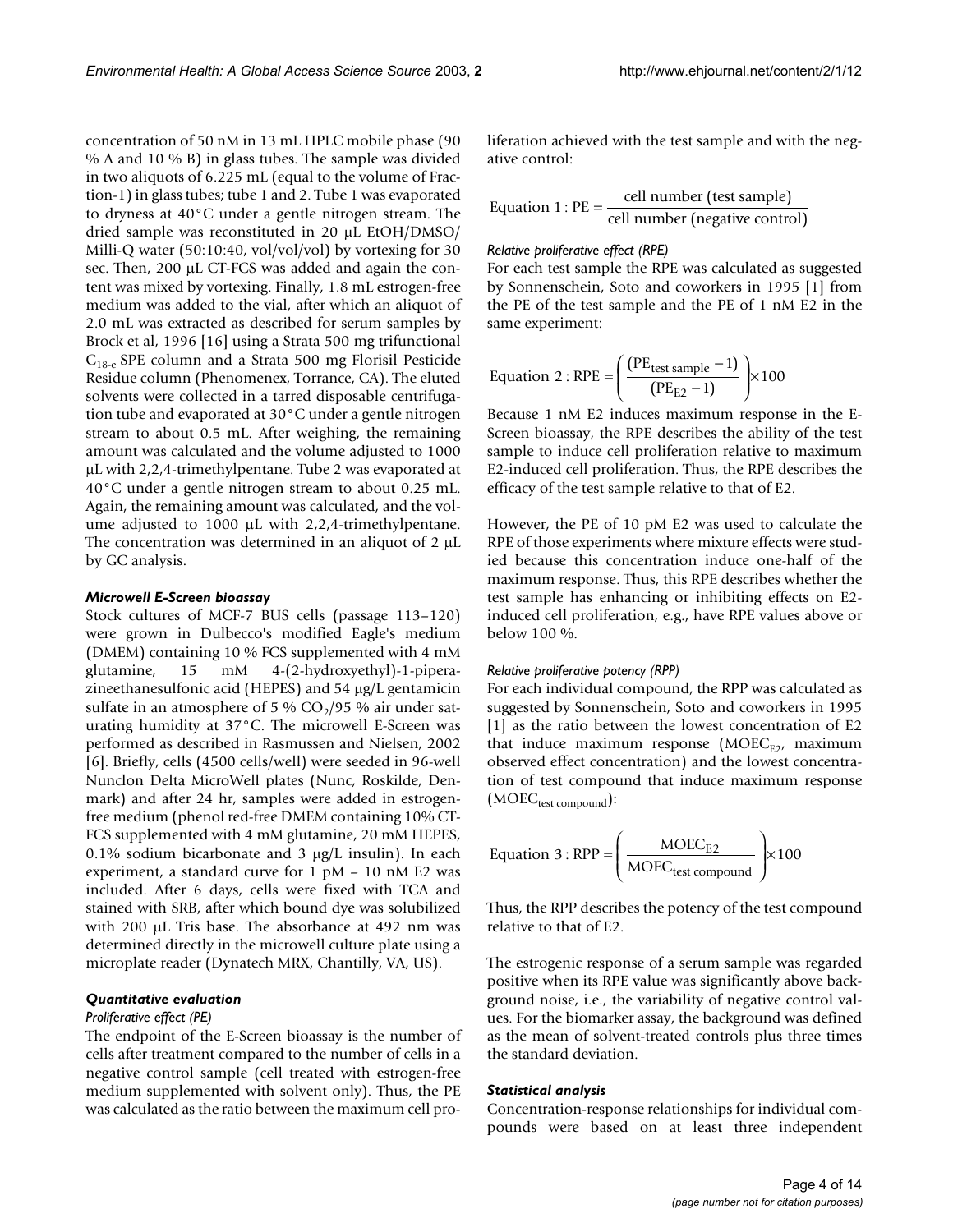concentration of 50 nM in 13 mL HPLC mobile phase (90 % A and 10 % B) in glass tubes. The sample was divided in two aliquots of 6.225 mL (equal to the volume of Fraction-1) in glass tubes; tube 1 and 2. Tube 1 was evaporated to dryness at 40°C under a gentle nitrogen stream. The dried sample was reconstituted in 20 µL EtOH/DMSO/Milli-Q water (50:10:40, vol/vol/vol) by vortexing for 30 sec. Then, 200 µL CT-FCS was added and again the content was mixed by vortexing. Finally, 1.8 mL estrogen-free medium was added to the vial, after which an aliquot of 2.0 mL was extracted as described for serum samples by Brock et al, 1996 [16] using a Strata 500 mg trifunctional $C_{18-e}$ SPE column and a Strata 500 mg Florisil Pesticide Residue column (Phenomenex, Torrance, CA). The eluted solvents were collected in a tarred disposable centrifugation tube and evaporated at 30°C under a gentle nitrogen stream to about 0.5 mL. After weighing, the remaining amount was calculated and the volume adjusted to 1000 µL with 2,2,4-trimethylpentane. Tube 2 was evaporated at 40°C under a gentle nitrogen stream to about 0.25 mL. Again, the remaining amount was calculated, and the volume adjusted to 1000 µL with 2,2,4-trimethylpentane. The concentration was determined in an aliquot of 2 µL by GC analysis.

### *Microwell E-Screen bioassay*

Stock cultures of MCF-7 BUS cells (passage 113–120) were grown in Dulbecco's modified Eagle's medium (DMEM) containing 10 % FCS supplemented with 4 mM glutamine, 15 mM 4-(2-hydroxyethyl)-1-piperazineethanesulfonic acid (HEPES) and 54 µg/L gentamicin sulfate in an atmosphere of 5 % $CO_2$/95 % air under saturating humidity at 37°C. The microwell E-Screen was performed as described in Rasmussen and Nielsen, 2002 [6]. Briefly, cells (4500 cells/well) were seeded in 96-well Nunclon Delta MicroWell plates (Nunc, Roskilde, Denmark) and after 24 hr, samples were added in estrogen-free medium (phenol red-free DMEM containing 10% CT-FCS supplemented with 4 mM glutamine, 20 mM HEPES, 0.1% sodium bicarbonate and 3 µg/L insulin). In each experiment, a standard curve for 1 pM – 10 nM E2 was included. After 6 days, cells were fixed with TCA and stained with SRB, after which bound dye was solubilized with 200 µL Tris base. The absorbance at 492 nm was determined directly in the microwell culture plate using a microplate reader (Dynatech MRX, Chantilly, VA, US).

### *Quantitative evaluation*

#### *Proliferative effect (PE)*

The endpoint of the E-Screen bioassay is the number of cells after treatment compared to the number of cells in a negative control sample (cell treated with estrogen-free medium supplemented with solvent only). Thus, the PE was calculated as the ratio between the maximum cell proliferation achieved with the test sample and with the negative control:

$$\text{Equation 1: PE} = \frac{\text{cell number (test sample)}}{\text{cell number (negative control)}}$$

#### *Relative proliferative effect (RPE)*

For each test sample the RPE was calculated as suggested by Sonnenschein, Soto and coworkers in 1995 [1] from the PE of the test sample and the PE of 1 nM E2 in the same experiment:

$$\text{Equation 2: RPE} = \left( \frac{(\text{PE}_{\text{test sample}} - 1)}{(\text{PE}_{\text{E2}} - 1)} \right) \times 100$$

Because 1 nM E2 induces maximum response in the E-Screen bioassay, the RPE describes the ability of the test sample to induce cell proliferation relative to maximum E2-induced cell proliferation. Thus, the RPE describes the efficacy of the test sample relative to that of E2.

However, the PE of 10 pM E2 was used to calculate the RPE of those experiments where mixture effects were studied because this concentration induce one-half of the maximum response. Thus, this RPE describes whether the test sample has enhancing or inhibiting effects on E2-induced cell proliferation, e.g., have RPE values above or below 100 %.

#### *Relative proliferative potency (RPP)*

For each individual compound, the RPP was calculated as suggested by Sonnenschein, Soto and coworkers in 1995 [1] as the ratio between the lowest concentration of E2 that induce maximum response ($\text{MOEC}_{\text{E2}}$, maximum observed effect concentration) and the lowest concentration of test compound that induce maximum response ($\text{MOEC}_{\text{test compound}}$):

$$\text{Equation 3: RPP} = \left( \frac{\text{MOEC}_{\text{E2}}}{\text{MOEC}_{\text{test compound}}} \right) \times 100$$

Thus, the RPP describes the potency of the test compound relative to that of E2.

The estrogenic response of a serum sample was regarded positive when its RPE value was significantly above background noise, i.e., the variability of negative control values. For the biomarker assay, the background was defined as the mean of solvent-treated controls plus three times the standard deviation.

### *Statistical analysis*

Concentration-response relationships for individual compounds were based on at least three independent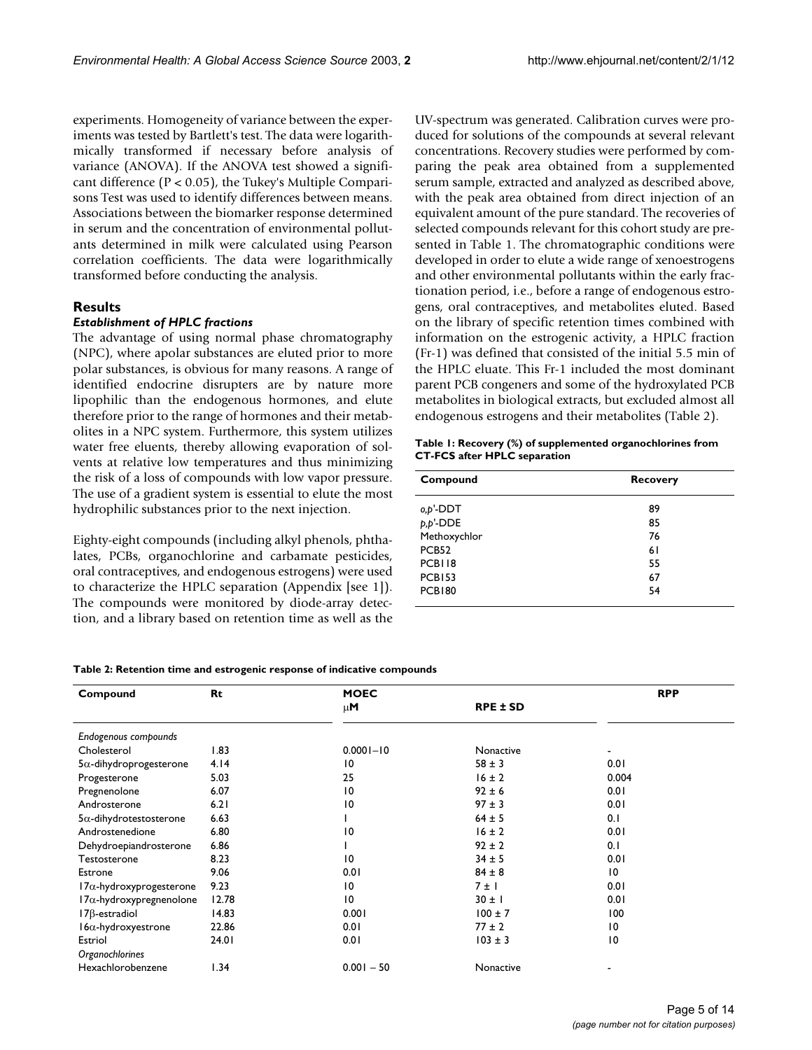experiments. Homogeneity of variance between the experiments was tested by Bartlett's test. The data were logarithmically transformed if necessary before analysis of variance (ANOVA). If the ANOVA test showed a significant difference ($P < 0.05$), the Tukey's Multiple Comparisons Test was used to identify differences between means. Associations between the biomarker response determined in serum and the concentration of environmental pollutants determined in milk were calculated using Pearson correlation coefficients. The data were logarithmically transformed before conducting the analysis.

## Results

### *Establishment of HPLC fractions*

The advantage of using normal phase chromatography (NPC), where apolar substances are eluted prior to more polar substances, is obvious for many reasons. A range of identified endocrine disrupters are by nature more lipophilic than the endogenous hormones, and elute therefore prior to the range of hormones and their metabolites in a NPC system. Furthermore, this system utilizes water free eluents, thereby allowing evaporation of solvents at relative low temperatures and thus minimizing the risk of a loss of compounds with low vapor pressure. The use of a gradient system is essential to elute the most hydrophilic substances prior to the next injection.

Eighty-eight compounds (including alkyl phenols, phthalates, PCBs, organochlorine and carbamate pesticides, oral contraceptives, and endogenous estrogens) were used to characterize the HPLC separation (Appendix [see 1]). The compounds were monitored by diode-array detection, and a library based on retention time as well as the UV-spectrum was generated. Calibration curves were produced for solutions of the compounds at several relevant concentrations. Recovery studies were performed by comparing the peak area obtained from a supplemented serum sample, extracted and analyzed as described above, with the peak area obtained from direct injection of an equivalent amount of the pure standard. The recoveries of selected compounds relevant for this cohort study are presented in Table 1. The chromatographic conditions were developed in order to elute a wide range of xenoestrogens and other environmental pollutants within the early fractionation period, i.e., before a range of endogenous estrogens, oral contraceptives, and metabolites eluted. Based on the library of specific retention times combined with information on the estrogenic activity, a HPLC fraction (Fr-1) was defined that consisted of the initial 5.5 min of the HPLC eluate. This Fr-1 included the most dominant parent PCB congeners and some of the hydroxylated PCB metabolites in biological extracts, but excluded almost all endogenous estrogens and their metabolites (Table 2).

**Table 1: Recovery (%) of supplemented organochlorines from CT-FCS after HPLC separation**

| Compound | Recovery |
|---|---|
| *o,p'*-DDT | 89 |
| *p,p'*-DDE | 85 |
| Methoxychlor | 76 |
| PCB52 | 61 |
| PCB118 | 55 |
| PCB153 | 67 |
| PCB180 | 54 |

**Table 2: Retention time and estrogenic response of indicative compounds**

| Compound | Rt | MOEC | | RPP |
|---|---|---|---|---|
| | | μM | RPE ± SD | |
| *Endogenous compounds* | | | | |
| Cholesterol | 1.83 | 0.0001–10 | Nonactive | - |
| 5α-dihydroprogesterone | 4.14 | 10 | 58 ± 3 | 0.01 |
| Progesterone | 5.03 | 25 | 16 ± 2 | 0.004 |
| Pregnenolone | 6.07 | 10 | 92 ± 6 | 0.01 |
| Androsterone | 6.21 | 10 | 97 ± 3 | 0.01 |
| 5α-dihydrotestosterone | 6.63 | 1 | 64 ± 5 | 0.1 |
| Androstenedione | 6.80 | 10 | 16 ± 2 | 0.01 |
| Dehydroepiandrosterone | 6.86 | 1 | 92 ± 2 | 0.1 |
| Testosterone | 8.23 | 10 | 34 ± 5 | 0.01 |
| Estrone | 9.06 | 0.01 | 84 ± 8 | 10 |
| 17α-hydroxyprogesterone | 9.23 | 10 | 7 ± 1 | 0.01 |
| 17α-hydroxypregnenolone | 12.78 | 10 | 30 ± 1 | 0.01 |
| 17β-estradiol | 14.83 | 0.001 | 100 ± 7 | 100 |
| 16α-hydroxyestrone | 22.86 | 0.01 | 77 ± 2 | 10 |
| Estriol | 24.01 | 0.01 | 103 ± 3 | 10 |
| *Organochlorines* | | | | |
| Hexachlorobenzene | 1.34 | 0.001 – 50 | Nonactive | - |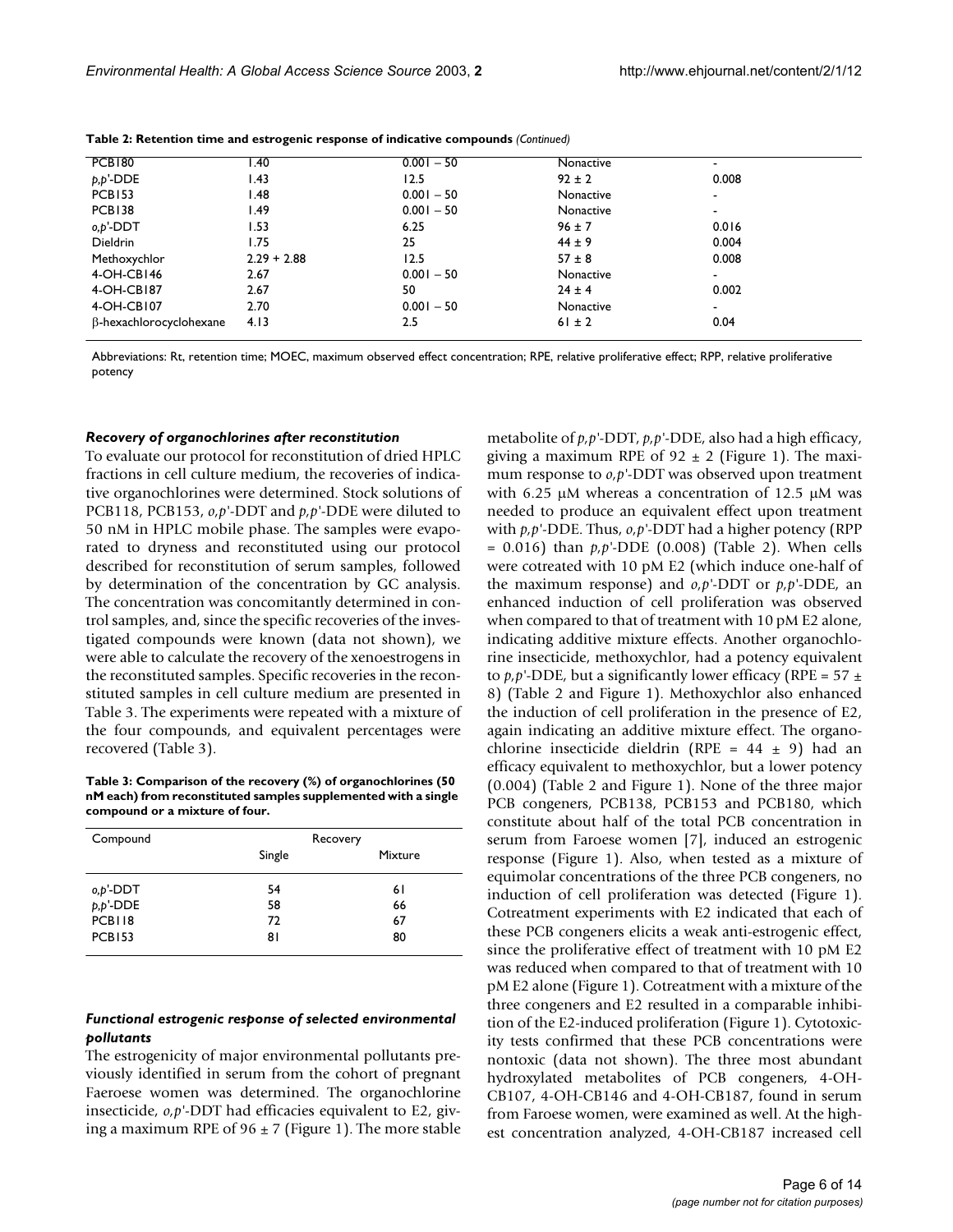**Table 2: Retention time and estrogenic response of indicative compounds** *(Continued)*

| | | | | |
|---|---|---|---|---|
| PCB180 | 1.40 | 0.001 – 50 | Nonactive | - |
| *p,p*'-DDE | 1.43 | 12.5 | 92 ± 2 | 0.008 |
| PCB153 | 1.48 | 0.001 – 50 | Nonactive | - |
| PCB138 | 1.49 | 0.001 – 50 | Nonactive | - |
| *o,p*'-DDT | 1.53 | 6.25 | 96 ± 7 | 0.016 |
| Dieldrin | 1.75 | 25 | 44 ± 9 | 0.004 |
| Methoxychlor | 2.29 + 2.88 | 12.5 | 57 ± 8 | 0.008 |
| 4-OH-CB146 | 2.67 | 0.001 – 50 | Nonactive | - |
| 4-OH-CB187 | 2.67 | 50 | 24 ± 4 | 0.002 |
| 4-OH-CB107 | 2.70 | 0.001 – 50 | Nonactive | - |
| β-hexachlorocyclohexane | 4.13 | 2.5 | 61 ± 2 | 0.04 |

Abbreviations: Rt, retention time; MOEC, maximum observed effect concentration; RPE, relative proliferative effect; RPP, relative proliferative potency

### *Recovery of organochlorines after reconstitution*

To evaluate our protocol for reconstitution of dried HPLC fractions in cell culture medium, the recoveries of indicative organochlorines were determined. Stock solutions of PCB118, PCB153, *o,p*'-DDT and *p,p*'-DDE were diluted to 50 nM in HPLC mobile phase. The samples were evaporated to dryness and reconstituted using our protocol described for reconstitution of serum samples, followed by determination of the concentration by GC analysis. The concentration was concomitantly determined in control samples, and, since the specific recoveries of the investigated compounds were known (data not shown), we were able to calculate the recovery of the xenoestrogens in the reconstituted samples. Specific recoveries in the reconstituted samples in cell culture medium are presented in Table 3. The experiments were repeated with a mixture of the four compounds, and equivalent percentages were recovered (Table 3).

**Table 3: Comparison of the recovery (%) of organochlorines (50 nM each) from reconstituted samples supplemented with a single compound or a mixture of four.**

| Compound | Recovery | |
|---|---|---|
| | Single | Mixture |
| *o,p*'-DDT | 54 | 61 |
| *p,p*'-DDE | 58 | 66 |
| PCB118 | 72 | 67 |
| PCB153 | 81 | 80 |

### *Functional estrogenic response of selected environmental pollutants*

The estrogenicity of major environmental pollutants previously identified in serum from the cohort of pregnant Faeroese women was determined. The organochlorine insecticide, *o,p*'-DDT had efficacies equivalent to E2, giving a maximum RPE of 96 ± 7 (Figure 1). The more stable metabolite of *p,p*'-DDT, *p,p*'-DDE, also had a high efficacy, giving a maximum RPE of 92 ± 2 (Figure 1). The maximum response to *o,p*'-DDT was observed upon treatment with 6.25 μM whereas a concentration of 12.5 μM was needed to produce an equivalent effect upon treatment with *p,p*'-DDE. Thus, *o,p*'-DDT had a higher potency (RPP = 0.016) than *p,p*'-DDE (0.008) (Table 2). When cells were cotreated with 10 pM E2 (which induce one-half of the maximum response) and *o,p*'-DDT or *p,p*'-DDE, an enhanced induction of cell proliferation was observed when compared to that of treatment with 10 pM E2 alone, indicating additive mixture effects. Another organochlorine insecticide, methoxychlor, had a potency equivalent to *p,p*'-DDE, but a significantly lower efficacy (RPE = 57 ± 8) (Table 2 and Figure 1). Methoxychlor also enhanced the induction of cell proliferation in the presence of E2, again indicating an additive mixture effect. The organochlorine insecticide dieldrin (RPE = 44 ± 9) had an efficacy equivalent to methoxychlor, but a lower potency (0.004) (Table 2 and Figure 1). None of the three major PCB congeners, PCB138, PCB153 and PCB180, which constitute about half of the total PCB concentration in serum from Faroese women [7], induced an estrogenic response (Figure 1). Also, when tested as a mixture of equimolar concentrations of the three PCB congeners, no induction of cell proliferation was detected (Figure 1). Cotreatment experiments with E2 indicated that each of these PCB congeners elicits a weak anti-estrogenic effect, since the proliferative effect of treatment with 10 pM E2 was reduced when compared to that of treatment with 10 pM E2 alone (Figure 1). Cotreatment with a mixture of the three congeners and E2 resulted in a comparable inhibition of the E2-induced proliferation (Figure 1). Cytotoxicity tests confirmed that these PCB concentrations were nontoxic (data not shown). The three most abundant hydroxylated metabolites of PCB congeners, 4-OH-CB107, 4-OH-CB146 and 4-OH-CB187, found in serum from Faroese women, were examined as well. At the highest concentration analyzed, 4-OH-CB187 increased cell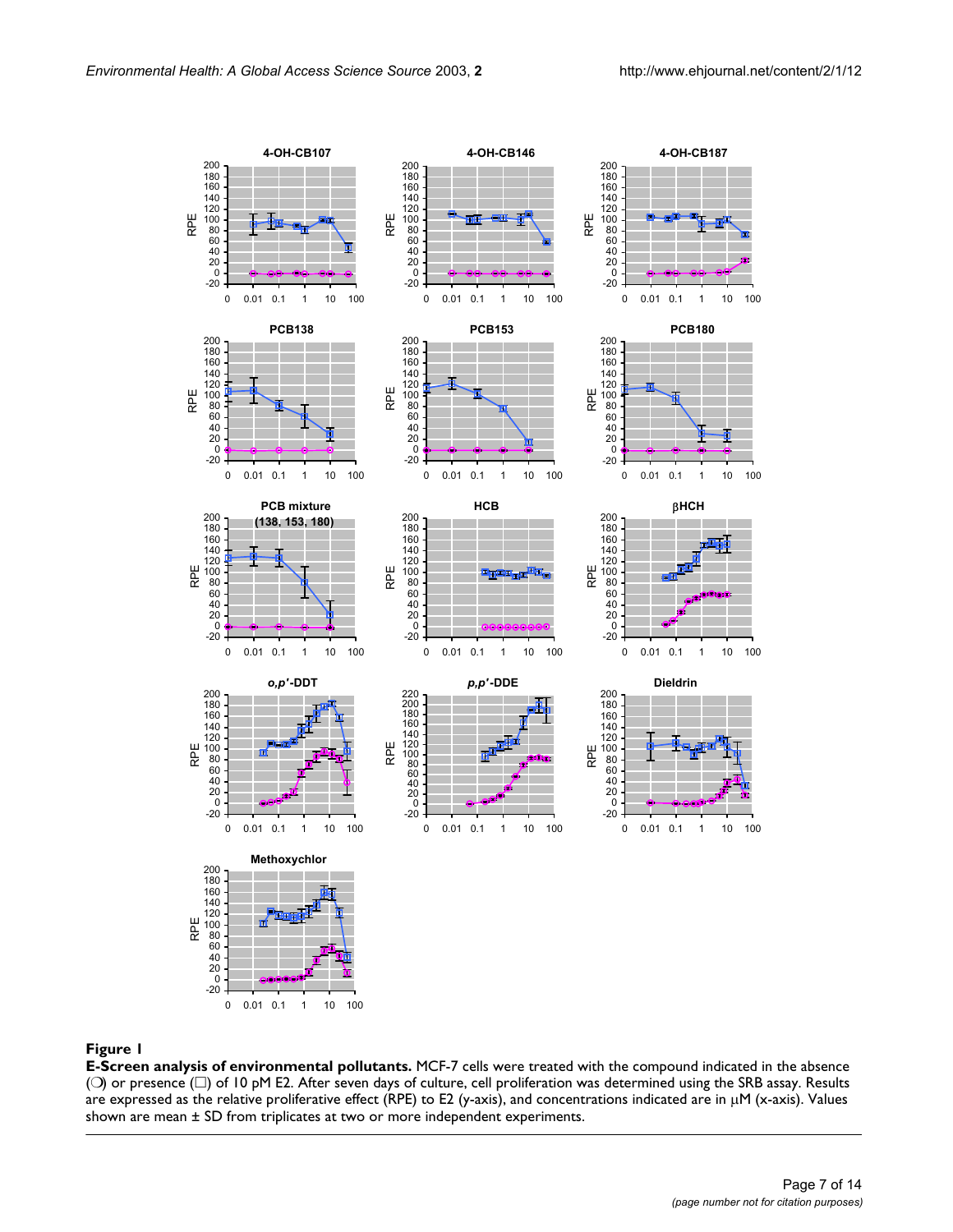**Figure 1**

**E-Screen analysis of environmental pollutants.** MCF-7 cells were treated with the compound indicated in the absence (❍) or presence (□) of 10 pM E2. After seven days of culture, cell proliferation was determined using the SRB assay. Results are expressed as the relative proliferative effect (RPE) to E2 (y-axis), and concentrations indicated are in μM (x-axis). Values shown are mean ± SD from triplicates at two or more independent experiments.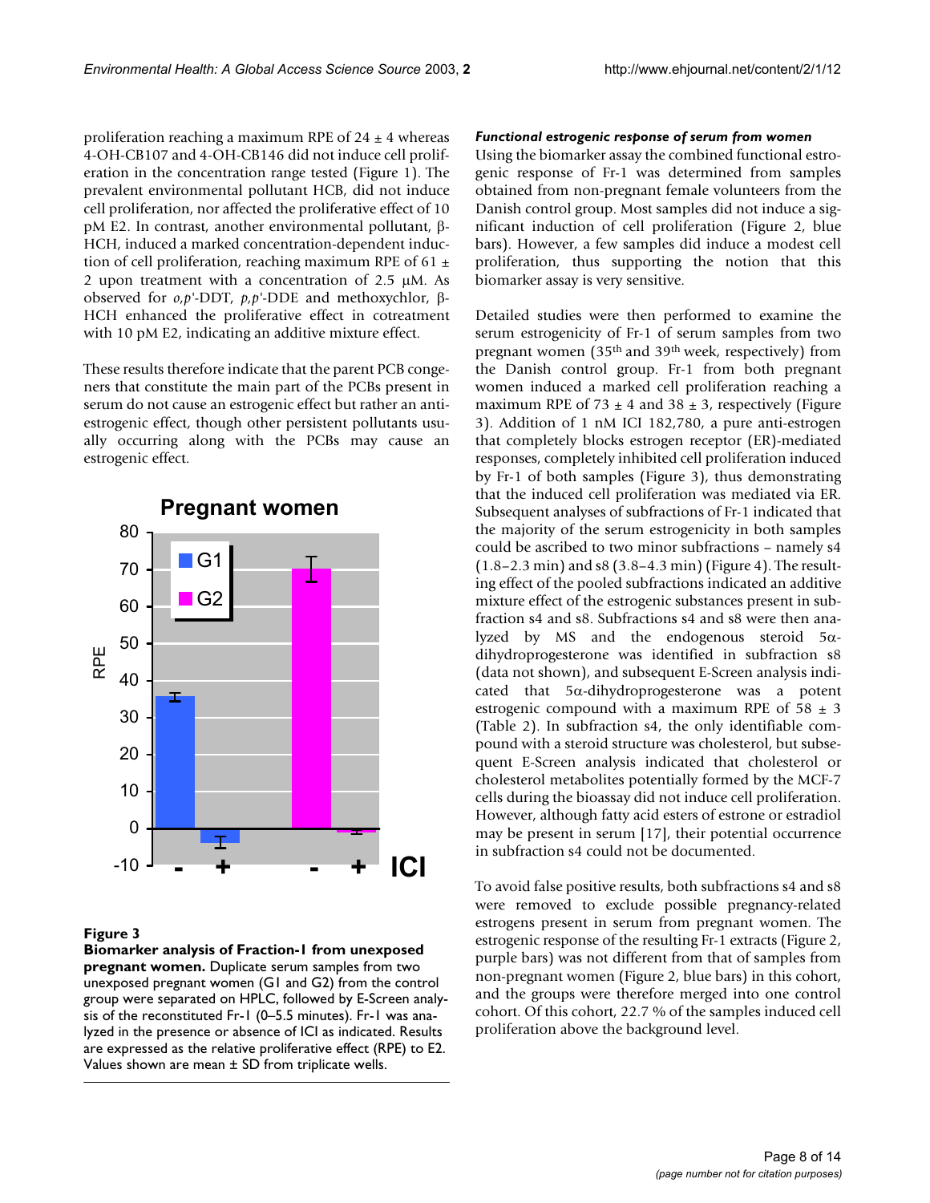proliferation reaching a maximum RPE of 24 ± 4 whereas 4-OH-CB107 and 4-OH-CB146 did not induce cell proliferation in the concentration range tested (Figure 1). The prevalent environmental pollutant HCB, did not induce cell proliferation, nor affected the proliferative effect of 10 pM E2. In contrast, another environmental pollutant, β-HCH, induced a marked concentration-dependent induction of cell proliferation, reaching maximum RPE of 61 ± 2 upon treatment with a concentration of 2.5 μM. As observed for *o,p*'-DDT, *p,p*'-DDE and methoxychlor, β-HCH enhanced the proliferative effect in cotreatment with 10 pM E2, indicating an additive mixture effect.

These results therefore indicate that the parent PCB congeners that constitute the main part of the PCBs present in serum do not cause an estrogenic effect but rather an anti-estrogenic effect, though other persistent pollutants usually occurring along with the PCBs may cause an estrogenic effect.

**Figure 3**
**Biomarker analysis of Fraction-1 from unexposed pregnant women.** Duplicate serum samples from two unexposed pregnant women (G1 and G2) from the control group were separated on HPLC, followed by E-Screen analysis of the reconstituted Fr-1 (0–5.5 minutes). Fr-1 was analyzed in the presence or absence of ICI as indicated. Results are expressed as the relative proliferative effect (RPE) to E2. Values shown are mean ± SD from triplicate wells.

#### *Functional estrogenic response of serum from women*

Using the biomarker assay the combined functional estrogenic response of Fr-1 was determined from samples obtained from non-pregnant female volunteers from the Danish control group. Most samples did not induce a significant induction of cell proliferation (Figure 2, blue bars). However, a few samples did induce a modest cell proliferation, thus supporting the notion that this biomarker assay is very sensitive.

Detailed studies were then performed to examine the serum estrogenicity of Fr-1 of serum samples from two pregnant women (35th and 39th week, respectively) from the Danish control group. Fr-1 from both pregnant women induced a marked cell proliferation reaching a maximum RPE of 73 ± 4 and 38 ± 3, respectively (Figure 3). Addition of 1 nM ICI 182,780, a pure anti-estrogen that completely blocks estrogen receptor (ER)-mediated responses, completely inhibited cell proliferation induced by Fr-1 of both samples (Figure 3), thus demonstrating that the induced cell proliferation was mediated via ER. Subsequent analyses of subfractions of Fr-1 indicated that the majority of the serum estrogenicity in both samples could be ascribed to two minor subfractions – namely s4 (1.8–2.3 min) and s8 (3.8–4.3 min) (Figure 4). The resulting effect of the pooled subfractions indicated an additive mixture effect of the estrogenic substances present in subfraction s4 and s8. Subfractions s4 and s8 were then analyzed by MS and the endogenous steroid 5α-dihydroprogesterone was identified in subfraction s8 (data not shown), and subsequent E-Screen analysis indicated that 5α-dihydroprogesterone was a potent estrogenic compound with a maximum RPE of 58 ± 3 (Table 2). In subfraction s4, the only identifiable compound with a steroid structure was cholesterol, but subsequent E-Screen analysis indicated that cholesterol or cholesterol metabolites potentially formed by the MCF-7 cells during the bioassay did not induce cell proliferation. However, although fatty acid esters of estrone or estradiol may be present in serum [17], their potential occurrence in subfraction s4 could not be documented.

To avoid false positive results, both subfractions s4 and s8 were removed to exclude possible pregnancy-related estrogens present in serum from pregnant women. The estrogenic response of the resulting Fr-1 extracts (Figure 2, purple bars) was not different from that of samples from non-pregnant women (Figure 2, blue bars) in this cohort, and the groups were therefore merged into one control cohort. Of this cohort, 22.7 % of the samples induced cell proliferation above the background level.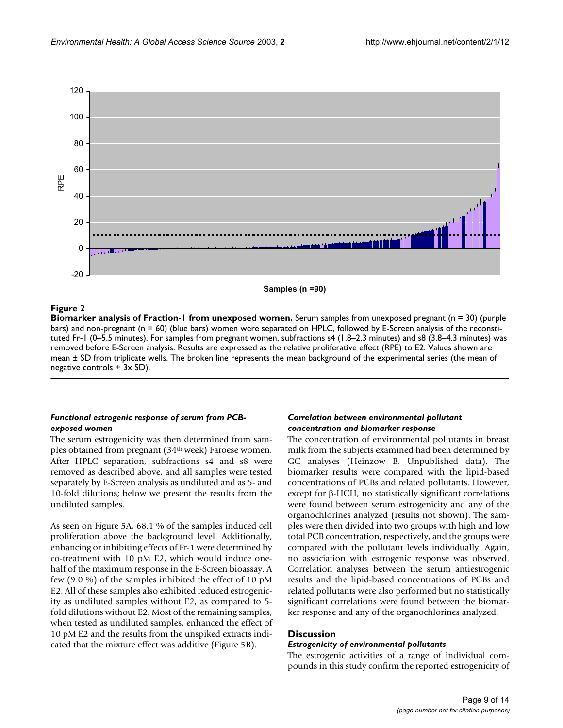**Figure 2**

**Biomarker analysis of Fraction-1 from unexposed women.** Serum samples from unexposed pregnant (n = 30) (purple bars) and non-pregnant (n = 60) (blue bars) women were separated on HPLC, followed by E-Screen analysis of the reconstituted Fr-1 (0–5.5 minutes). For samples from pregnant women, subfractions s4 (1.8–2.3 minutes) and s8 (3.8–4.3 minutes) was removed before E-Screen analysis. Results are expressed as the relative proliferative effect (RPE) to E2. Values shown are mean ± SD from triplicate wells. The broken line represents the mean background of the experimental series (the mean of negative controls + 3x SD).

#### *Functional estrogenic response of serum from PCB-exposed women*

The serum estrogenicity was then determined from samples obtained from pregnant (34th week) Faroese women. After HPLC separation, subfractions s4 and s8 were removed as described above, and all samples were tested separately by E-Screen analysis as undiluted and as 5- and 10-fold dilutions; below we present the results from the undiluted samples.

As seen on Figure 5A, 68.1 % of the samples induced cell proliferation above the background level. Additionally, enhancing or inhibiting effects of Fr-1 were determined by co-treatment with 10 pM E2, which would induce one-half of the maximum response in the E-Screen bioassay. A few (9.0 %) of the samples inhibited the effect of 10 pM E2. All of these samples also exhibited reduced estrogenicity as undiluted samples without E2, as compared to 5-fold dilutions without E2. Most of the remaining samples, when tested as undiluted samples, enhanced the effect of 10 pM E2 and the results from the unspiked extracts indicated that the mixture effect was additive (Figure 5B).

#### *Correlation between environmental pollutant concentration and biomarker response*

The concentration of environmental pollutants in breast milk from the subjects examined had been determined by GC analyses (Heinzow B. Unpublished data). The biomarker results were compared with the lipid-based concentrations of PCBs and related pollutants. However, except for β-HCH, no statistically significant correlations were found between serum estrogenicity and any of the organochlorines analyzed (results not shown). The samples were then divided into two groups with high and low total PCB concentration, respectively, and the groups were compared with the pollutant levels individually. Again, no association with estrogenic response was observed. Correlation analyses between the serum antiestrogenic results and the lipid-based concentrations of PCBs and related pollutants were also performed but no statistically significant correlations were found between the biomarker response and any of the organochlorines analyzed.

## Discussion

#### *Estrogenicity of environmental pollutants*

The estrogenic activities of a range of individual compounds in this study confirm the reported estrogenicity of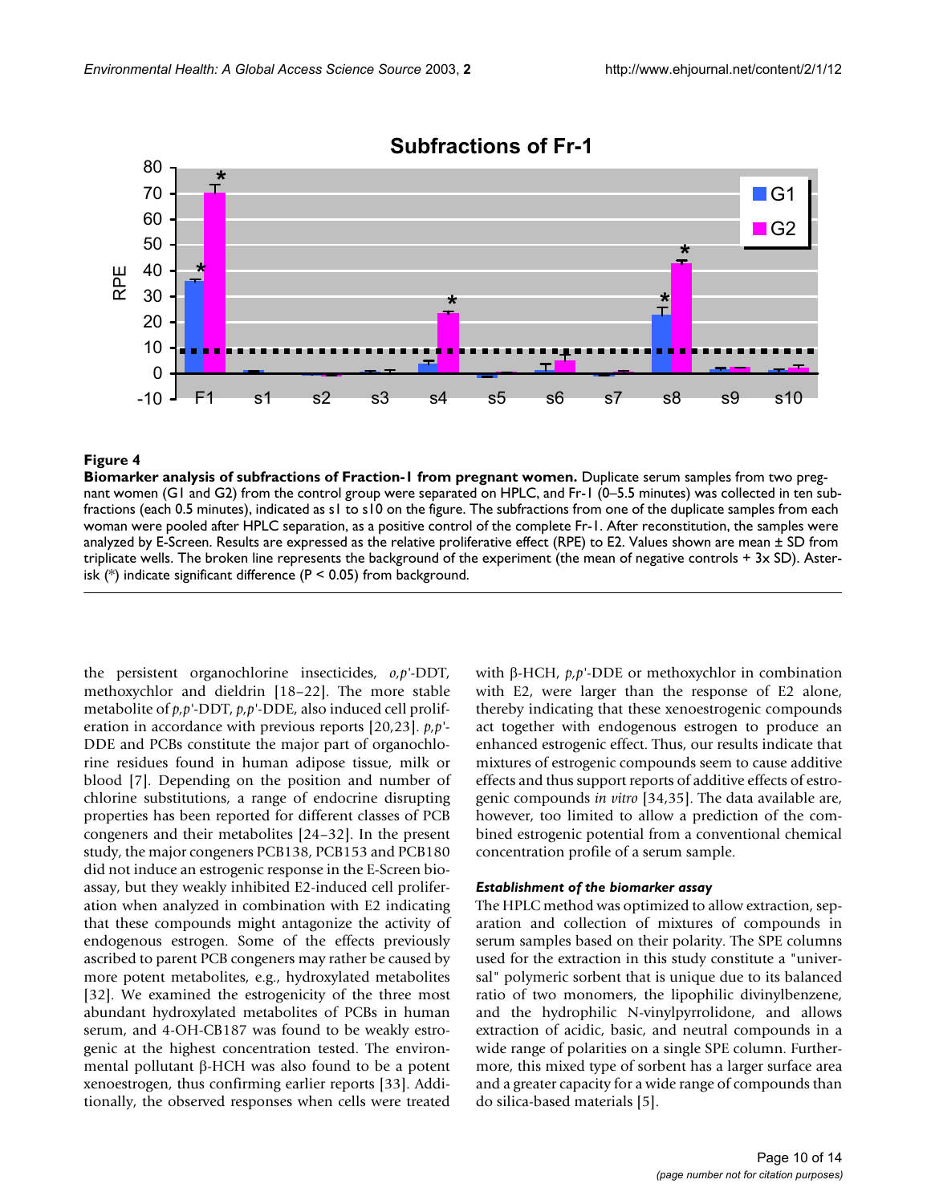**Figure 4**

**Biomarker analysis of subfractions of Fraction-1 from pregnant women.** Duplicate serum samples from two pregnant women (G1 and G2) from the control group were separated on HPLC, and Fr-1 (0–5.5 minutes) was collected in ten subfractions (each 0.5 minutes), indicated as s1 to s10 on the figure. The subfractions from one of the duplicate samples from each woman were pooled after HPLC separation, as a positive control of the complete Fr-1. After reconstitution, the samples were analyzed by E-Screen. Results are expressed as the relative proliferative effect (RPE) to E2. Values shown are mean ± SD from triplicate wells. The broken line represents the background of the experiment (the mean of negative controls + 3x SD). Asterisk (*) indicate significant difference ($P < 0.05$) from background.

the persistent organochlorine insecticides, *o,p*'-DDT, methoxychlor and dieldrin [18–22]. The more stable metabolite of *p,p*'-DDT, *p,p*'-DDE, also induced cell proliferation in accordance with previous reports [20,23]. *p,p*'-DDE and PCBs constitute the major part of organochlorine residues found in human adipose tissue, milk or blood [7]. Depending on the position and number of chlorine substitutions, a range of endocrine disrupting properties has been reported for different classes of PCB congeners and their metabolites [24–32]. In the present study, the major congeners PCB138, PCB153 and PCB180 did not induce an estrogenic response in the E-Screen bioassay, but they weakly inhibited E2-induced cell proliferation when analyzed in combination with E2 indicating that these compounds might antagonize the activity of endogenous estrogen. Some of the effects previously ascribed to parent PCB congeners may rather be caused by more potent metabolites, e.g., hydroxylated metabolites [32]. We examined the estrogenicity of the three most abundant hydroxylated metabolites of PCBs in human serum, and 4-OH-CB187 was found to be weakly estrogenic at the highest concentration tested. The environmental pollutant β-HCH was also found to be a potent xenoestrogen, thus confirming earlier reports [33]. Additionally, the observed responses when cells were treated with β-HCH, *p,p*'-DDE or methoxychlor in combination with E2, were larger than the response of E2 alone, thereby indicating that these xenoestrogenic compounds act together with endogenous estrogen to produce an enhanced estrogenic effect. Thus, our results indicate that mixtures of estrogenic compounds seem to cause additive effects and thus support reports of additive effects of estrogenic compounds *in vitro* [34,35]. The data available are, however, too limited to allow a prediction of the combined estrogenic potential from a conventional chemical concentration profile of a serum sample.

#### *Establishment of the biomarker assay*

The HPLC method was optimized to allow extraction, separation and collection of mixtures of compounds in serum samples based on their polarity. The SPE columns used for the extraction in this study constitute a "universal" polymeric sorbent that is unique due to its balanced ratio of two monomers, the lipophilic divinylbenzene, and the hydrophilic N-vinylpyrrolidone, and allows extraction of acidic, basic, and neutral compounds in a wide range of polarities on a single SPE column. Furthermore, this mixed type of sorbent has a larger surface area and a greater capacity for a wide range of compounds than do silica-based materials [5].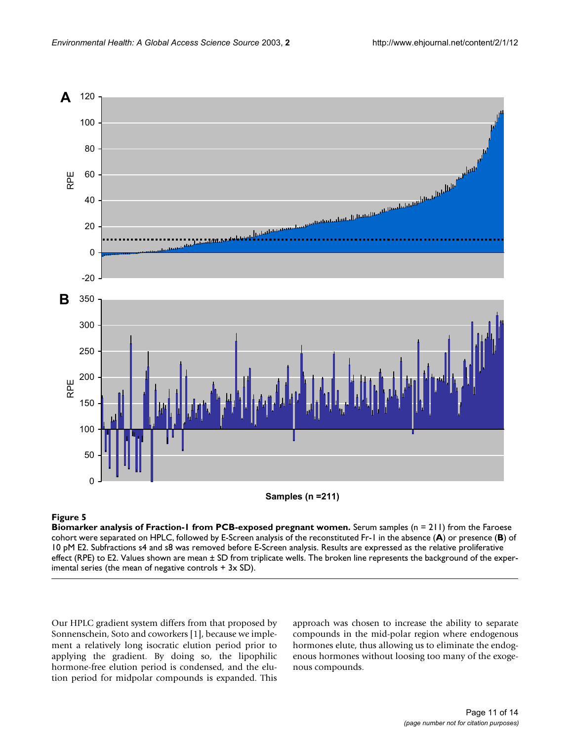**Figure 5**

**Biomarker analysis of Fraction-1 from PCB-exposed pregnant women.** Serum samples (n = 211) from the Faroese cohort were separated on HPLC, followed by E-Screen analysis of the reconstituted Fr-1 in the absence (**A**) or presence (**B**) of 10 pM E2. Subfractions s4 and s8 was removed before E-Screen analysis. Results are expressed as the relative proliferative effect (RPE) to E2. Values shown are mean ± SD from triplicate wells. The broken line represents the background of the experimental series (the mean of negative controls + 3x SD).

Our HPLC gradient system differs from that proposed by Sonnenschein, Soto and coworkers [1], because we implement a relatively long isocratic elution period prior to applying the gradient. By doing so, the lipophilic hormone-free elution period is condensed, and the elution period for midpolar compounds is expanded. This approach was chosen to increase the ability to separate compounds in the mid-polar region where endogenous hormones elute, thus allowing us to eliminate the endogenous hormones without loosing too many of the exogenous compounds.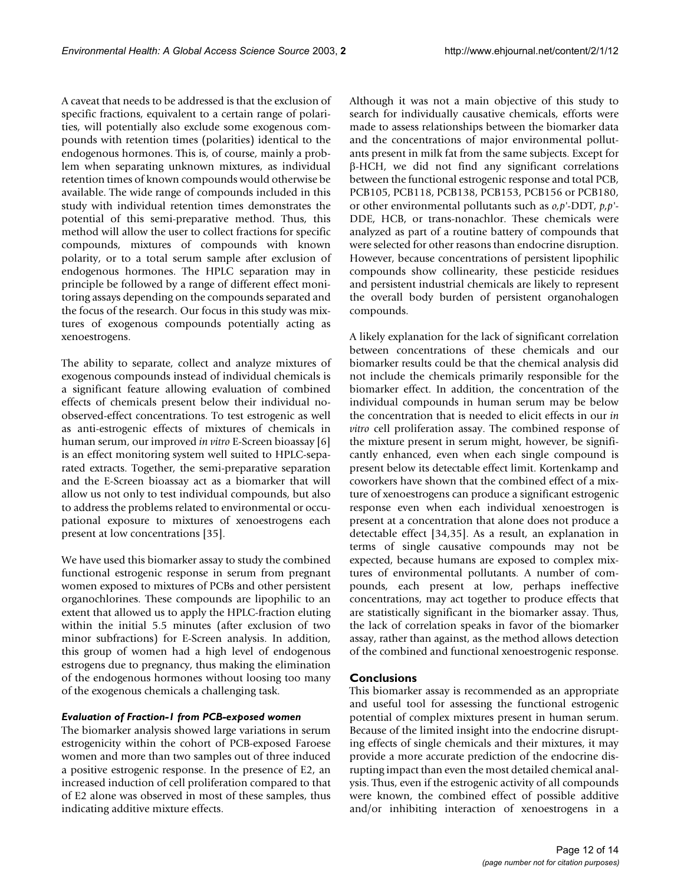A caveat that needs to be addressed is that the exclusion of specific fractions, equivalent to a certain range of polarities, will potentially also exclude some exogenous compounds with retention times (polarities) identical to the endogenous hormones. This is, of course, mainly a problem when separating unknown mixtures, as individual retention times of known compounds would otherwise be available. The wide range of compounds included in this study with individual retention times demonstrates the potential of this semi-preparative method. Thus, this method will allow the user to collect fractions for specific compounds, mixtures of compounds with known polarity, or to a total serum sample after exclusion of endogenous hormones. The HPLC separation may in principle be followed by a range of different effect monitoring assays depending on the compounds separated and the focus of the research. Our focus in this study was mixtures of exogenous compounds potentially acting as xenoestrogens.

The ability to separate, collect and analyze mixtures of exogenous compounds instead of individual chemicals is a significant feature allowing evaluation of combined effects of chemicals present below their individual no-observed-effect concentrations. To test estrogenic as well as anti-estrogenic effects of mixtures of chemicals in human serum, our improved *in vitro* E-Screen bioassay [6] is an effect monitoring system well suited to HPLC-separated extracts. Together, the semi-preparative separation and the E-Screen bioassay act as a biomarker that will allow us not only to test individual compounds, but also to address the problems related to environmental or occupational exposure to mixtures of xenoestrogens each present at low concentrations [35].

We have used this biomarker assay to study the combined functional estrogenic response in serum from pregnant women exposed to mixtures of PCBs and other persistent organochlorines. These compounds are lipophilic to an extent that allowed us to apply the HPLC-fraction eluting within the initial 5.5 minutes (after exclusion of two minor subfractions) for E-Screen analysis. In addition, this group of women had a high level of endogenous estrogens due to pregnancy, thus making the elimination of the endogenous hormones without loosing too many of the exogenous chemicals a challenging task.

### *Evaluation of Fraction-1 from PCB-exposed women*

The biomarker analysis showed large variations in serum estrogenicity within the cohort of PCB-exposed Faroese women and more than two samples out of three induced a positive estrogenic response. In the presence of E2, an increased induction of cell proliferation compared to that of E2 alone was observed in most of these samples, thus indicating additive mixture effects.

Although it was not a main objective of this study to search for individually causative chemicals, efforts were made to assess relationships between the biomarker data and the concentrations of major environmental pollutants present in milk fat from the same subjects. Except for β-HCH, we did not find any significant correlations between the functional estrogenic response and total PCB, PCB105, PCB118, PCB138, PCB153, PCB156 or PCB180, or other environmental pollutants such as *o,p'*-DDT, *p,p'*-DDE, HCB, or trans-nonachlor. These chemicals were analyzed as part of a routine battery of compounds that were selected for other reasons than endocrine disruption. However, because concentrations of persistent lipophilic compounds show collinearity, these pesticide residues and persistent industrial chemicals are likely to represent the overall body burden of persistent organohalogen compounds.

A likely explanation for the lack of significant correlation between concentrations of these chemicals and our biomarker results could be that the chemical analysis did not include the chemicals primarily responsible for the biomarker effect. In addition, the concentration of the individual compounds in human serum may be below the concentration that is needed to elicit effects in our *in vitro* cell proliferation assay. The combined response of the mixture present in serum might, however, be significantly enhanced, even when each single compound is present below its detectable effect limit. Kortenkamp and coworkers have shown that the combined effect of a mixture of xenoestrogens can produce a significant estrogenic response even when each individual xenoestrogen is present at a concentration that alone does not produce a detectable effect [34,35]. As a result, an explanation in terms of single causative compounds may not be expected, because humans are exposed to complex mixtures of environmental pollutants. A number of compounds, each present at low, perhaps ineffective concentrations, may act together to produce effects that are statistically significant in the biomarker assay. Thus, the lack of correlation speaks in favor of the biomarker assay, rather than against, as the method allows detection of the combined and functional xenoestrogenic response.

## Conclusions

This biomarker assay is recommended as an appropriate and useful tool for assessing the functional estrogenic potential of complex mixtures present in human serum. Because of the limited insight into the endocrine disrupting effects of single chemicals and their mixtures, it may provide a more accurate prediction of the endocrine disrupting impact than even the most detailed chemical analysis. Thus, even if the estrogenic activity of all compounds were known, the combined effect of possible additive and/or inhibiting interaction of xenoestrogens in a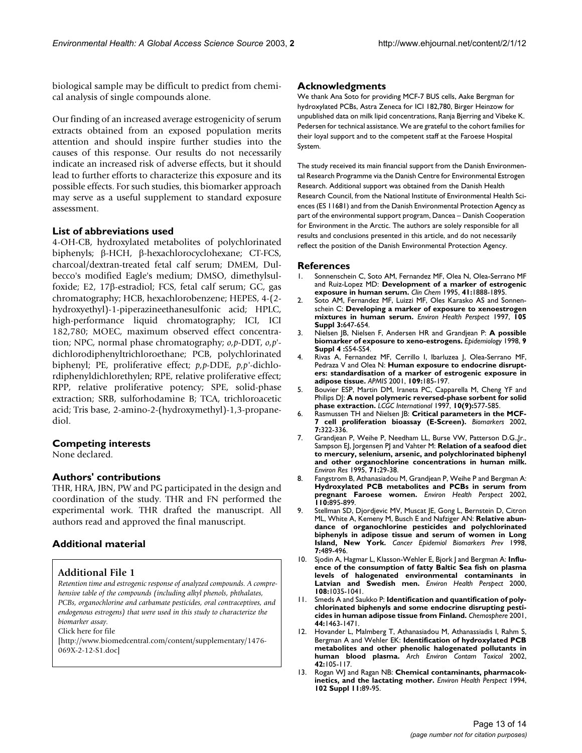biological sample may be difficult to predict from chemical analysis of single compounds alone.

Our finding of an increased average estrogenicity of serum extracts obtained from an exposed population merits attention and should inspire further studies into the causes of this response. Our results do not necessarily indicate an increased risk of adverse effects, but it should lead to further efforts to characterize this exposure and its possible effects. For such studies, this biomarker approach may serve as a useful supplement to standard exposure assessment.

## List of abbreviations used

4-OH-CB, hydroxylated metabolites of polychlorinated biphenyls; β-HCH, β-hexachlorocyclohexane; CT-FCS, charcoal/dextran-treated fetal calf serum; DMEM, Dulbecco's modified Eagle's medium; DMSO, dimethylsulfoxide; E2, 17β-estradiol; FCS, fetal calf serum; GC, gas chromatography; HCB, hexachlorobenzene; HEPES, 4-(2-hydroxyethyl)-1-piperazineethanesulfonic acid; HPLC, high-performance liquid chromatography; ICI, ICI 182,780; MOEC, maximum observed effect concentration; NPC, normal phase chromatography; *o,p*-DDT, *o,p*'-dichlorodiphenyltrichloroethane; PCB, polychlorinated biphenyl; PE, proliferative effect; *p,p*-DDE, *p,p*'-dichlordiphenyldichlorethylen; RPE, relative proliferative effect; RPP, relative proliferative potency; SPE, solid-phase extraction; SRB, sulforhodamine B; TCA, trichloroacetic acid; Tris base, 2-amino-2-(hydroxymethyl)-1,3-propanediol.

## Competing interests

None declared.

## Authors' contributions

THR, HRA, JBN, PW and PG participated in the design and coordination of the study. THR and FN performed the experimental work. THR drafted the manuscript. All authors read and approved the final manuscript.

## Additional material

### Additional File 1

*Retention time and estrogenic response of analyzed compounds. A comprehensive table of the compounds (including alkyl phenols, phthalates, PCBs, organochlorine and carbamate pesticides, oral contraceptives, and endogenous estrogens) that were used in this study to characterize the biomarker assay.*
Click here for file
[http://www.biomedcentral.com/content/supplementary/1476-069X-2-12-S1.doc]

## Acknowledgments

We thank Ana Soto for providing MCF-7 BUS cells, Aake Bergman for hydroxylated PCBs, Astra Zeneca for ICI 182,780, Birger Heinzow for unpublished data on milk lipid concentrations, Ranja Bjerring and Vibeke K. Pedersen for technical assistance. We are grateful to the cohort families for their loyal support and to the competent staff at the Faroese Hospital System.

The study received its main financial support from the Danish Environmental Research Programme via the Danish Centre for Environmental Estrogen Research. Additional support was obtained from the Danish Health Research Council, from the National Institute of Environmental Health Sciences (ES 11681) and from the Danish Environmental Protection Agency as part of the environmental support program, Dancea – Danish Cooperation for Environment in the Arctic. The authors are solely responsible for all results and conclusions presented in this article, and do not necessarily reflect the position of the Danish Environmental Protection Agency.

## References

1. Sonnenschein C, Soto AM, Fernandez MF, Olea N, Olea-Serrano MF and Ruiz-Lopez MD: **Development of a marker of estrogenic exposure in human serum.** *Clin Chem* 1995, **41:**1888-1895.
2. Soto AM, Fernandez MF, Luizzi MF, Oles Karasko AS and Sonnenschein C: **Developing a marker of exposure to xenoestrogen mixtures in human serum.** *Environ Health Perspect* 1997, **105 Suppl 3:**647-654.
3. Nielsen JB, Nielsen F, Andersen HR and Grandjean P: **A possible biomarker of exposure to xeno-estrogens.** *Epidemiology* 1998, **9 Suppl 4 :**S54-S54.
4. Rivas A, Fernandez MF, Cerrillo I, Ibarluzea J, Olea-Serrano MF, Pedraza V and Olea N: **Human exposure to endocrine disrupters: standardisation of a marker of estrogenic exposure in adipose tissue.** *APMIS* 2001, **109:**185-197.
5. Bouvier ESP, Martin DM, Iraneta PC, Capparella M, Cheng YF and Philips DJ: **A novel polymeric reversed-phase sorbent for solid phase extraction.** *LCGC International* 1997, **10(9):**577-585.
6. Rasmussen TH and Nielsen JB: **Critical parameters in the MCF-7 cell proliferation bioassay (E-Screen).** *Biomarkers* 2002, **7:**322-336.
7. Grandjean P, Weihe P, Needham LL, Burse VW, Patterson D.G.,Jr., Sampson EJ, Jorgensen PJ and Vahter M: **Relation of a seafood diet to mercury, selenium, arsenic, and polychlorinated biphenyl and other organochlorine concentrations in human milk.** *Environ Res* 1995, **71:**29-38.
8. Fangstrom B, Athanasiadou M, Grandjean P, Weihe P and Bergman A: **Hydroxylated PCB metabolites and PCBs in serum from pregnant Faroese women.** *Environ Health Perspect* 2002, **110:**895-899.
9. Stellman SD, Djordjevic MV, Muscat JE, Gong L, Bernstein D, Citron ML, White A, Kemeny M, Busch E and Nafziger AN: **Relative abundance of organochlorine pesticides and polychlorinated biphenyls in adipose tissue and serum of women in Long Island, New York.** *Cancer Epidemiol Biomarkers Prev* 1998, **7:**489-496.
10. Sjodin A, Hagmar L, Klasson-Wehler E, Bjork J and Bergman A: **Influence of the consumption of fatty Baltic Sea fish on plasma levels of halogenated environmental contaminants in Latvian and Swedish men.** *Environ Health Perspect* 2000, **108:**1035-1041.
11. Smeds A and Saukko P: **Identification and quantification of polychlorinated biphenyls and some endocrine disrupting pesticides in human adipose tissue from Finland.** *Chemosphere* 2001, **44:**1463-1471.
12. Hovander L, Malmberg T, Athanasiadou M, Athanassiadis I, Rahm S, Bergman A and Wehler EK: **Identification of hydroxylated PCB metabolites and other phenolic halogenated pollutants in human blood plasma.** *Arch Environ Contam Toxicol* 2002, **42:**105-117.
13. Rogan WJ and Ragan NB: **Chemical contaminants, pharmacokinetics, and the lactating mother.** *Environ Health Perspect* 1994, **102 Suppl 11:**89-95.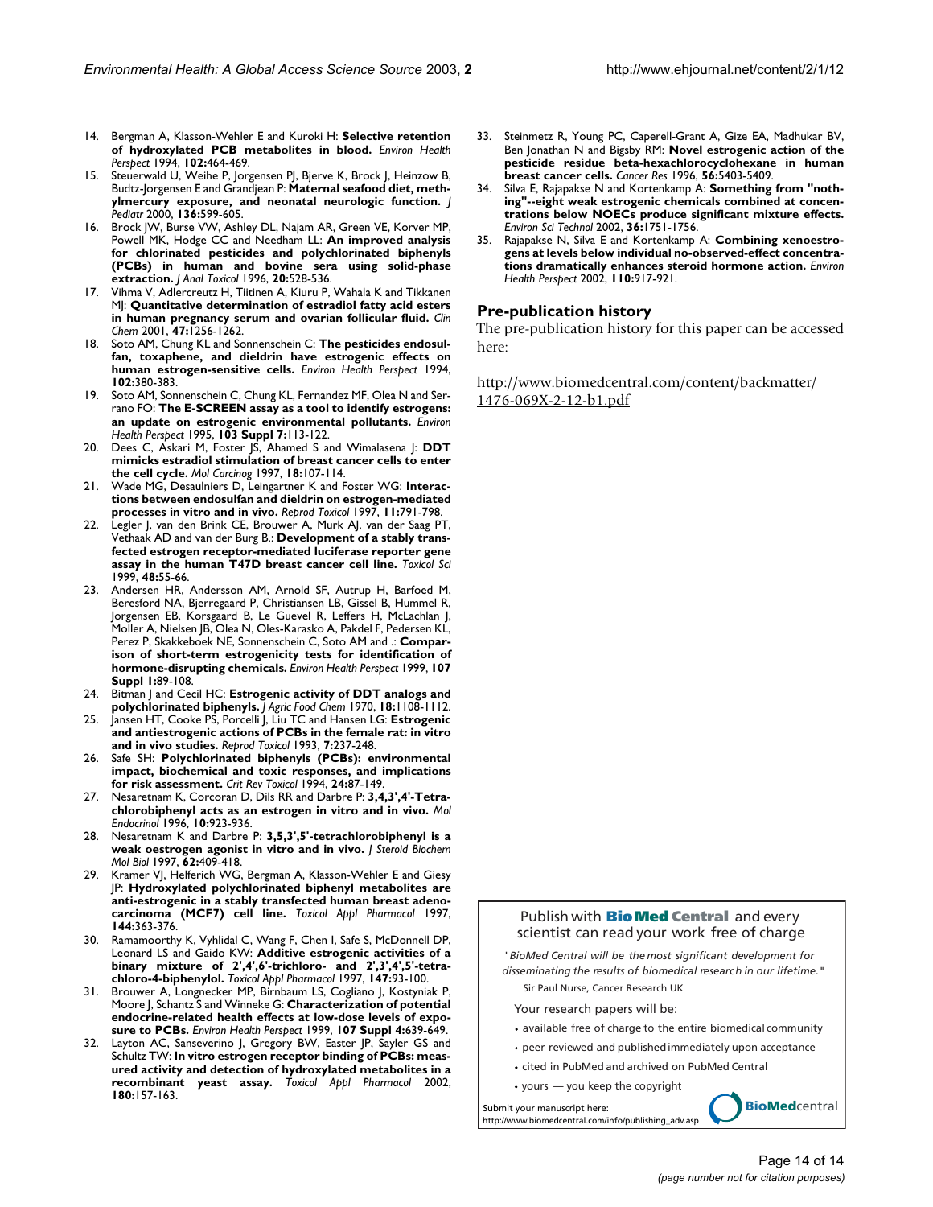14. Bergman A, Klasson-Wehler E and Kuroki H: **Selective retention of hydroxylated PCB metabolites in blood.** *Environ Health Perspect* 1994, **102:**464-469.
15. Steuerwald U, Weihe P, Jorgensen PJ, Bjerve K, Brock J, Heinzow B, Budtz-Jorgensen E and Grandjean P: **Maternal seafood diet, methylmercury exposure, and neonatal neurologic function.** *J Pediatr* 2000, **136:**599-605.
16. Brock JW, Burse VW, Ashley DL, Najam AR, Green VE, Korver MP, Powell MK, Hodge CC and Needham LL: **An improved analysis for chlorinated pesticides and polychlorinated biphenyls (PCBs) in human and bovine sera using solid-phase extraction.** *J Anal Toxicol* 1996, **20:**528-536.
17. Vihma V, Adlercreutz H, Tiitinen A, Kiuru P, Wahala K and Tikkanen MJ: **Quantitative determination of estradiol fatty acid esters in human pregnancy serum and ovarian follicular fluid.** *Clin Chem* 2001, **47:**1256-1262.
18. Soto AM, Chung KL and Sonnenschein C: **The pesticides endosulfan, toxaphene, and dieldrin have estrogenic effects on human estrogen-sensitive cells.** *Environ Health Perspect* 1994, **102:**380-383.
19. Soto AM, Sonnenschein C, Chung KL, Fernandez MF, Olea N and Serrano FO: **The E-SCREEN assay as a tool to identify estrogens: an update on estrogenic environmental pollutants.** *Environ Health Perspect* 1995, **103 Suppl 7:**113-122.
20. Dees C, Askari M, Foster JS, Ahamed S and Wimalasena J: **DDT mimicks estradiol stimulation of breast cancer cells to enter the cell cycle.** *Mol Carcinog* 1997, **18:**107-114.
21. Wade MG, Desaulniers D, Leingartner K and Foster WG: **Interactions between endosulfan and dieldrin on estrogen-mediated processes in vitro and in vivo.** *Reprod Toxicol* 1997, **11:**791-798.
22. Legler J, van den Brink CE, Brouwer A, Murk AJ, van der Saag PT, Vethaak AD and van der Burg B.: **Development of a stably transfected estrogen receptor-mediated luciferase reporter gene assay in the human T47D breast cancer cell line.** *Toxicol Sci* 1999, **48:**55-66.
23. Andersen HR, Andersson AM, Arnold SF, Autrup H, Barfoed M, Beresford NA, Bjerregaard P, Christiansen LB, Gissel B, Hummel R, Jorgensen EB, Korsgaard B, Le Guevel R, Leffers H, McLachlan J, Moller A, Nielsen JB, Olea N, Oles-Karasko A, Pakdel F, Pedersen KL, Perez P, Skakkeboek NE, Sonnenschein C, Soto AM and .: **Comparison of short-term estrogenicity tests for identification of hormone-disrupting chemicals.** *Environ Health Perspect* 1999, **107 Suppl 1:**89-108.
24. Bitman J and Cecil HC: **Estrogenic activity of DDT analogs and polychlorinated biphenyls.** *J Agric Food Chem* 1970, **18:**1108-1112.
25. Jansen HT, Cooke PS, Porcelli J, Liu TC and Hansen LG: **Estrogenic and antiestrogenic actions of PCBs in the female rat: in vitro and in vivo studies.** *Reprod Toxicol* 1993, **7:**237-248.
26. Safe SH: **Polychlorinated biphenyls (PCBs): environmental impact, biochemical and toxic responses, and implications for risk assessment.** *Crit Rev Toxicol* 1994, **24:**87-149.
27. Nesaretnam K, Corcoran D, Dils RR and Darbre P: **3,4,3',4'-Tetrachlorobiphenyl acts as an estrogen in vitro and in vivo.** *Mol Endocrinol* 1996, **10:**923-936.
28. Nesaretnam K and Darbre P: **3,5,3',5'-tetrachlorobiphenyl is a weak oestrogen agonist in vitro and in vivo.** *J Steroid Biochem Mol Biol* 1997, **62:**409-418.
29. Kramer VJ, Helferich WG, Bergman A, Klasson-Wehler E and Giesy JP: **Hydroxylated polychlorinated biphenyl metabolites are anti-estrogenic in a stably transfected human breast adenocarcinoma (MCF7) cell line.** *Toxicol Appl Pharmacol* 1997, **144:**363-376.
30. Ramamoorthy K, Vyhlidal C, Wang F, Chen I, Safe S, McDonnell DP, Leonard LS and Gaido KW: **Additive estrogenic activities of a binary mixture of 2',4',6'-trichloro- and 2',3',4',5'-tetrachloro-4-biphenylol.** *Toxicol Appl Pharmacol* 1997, **147:**93-100.
31. Brouwer A, Longnecker MP, Birnbaum LS, Cogliano J, Kostyniak P, Moore J, Schantz S and Winneke G: **Characterization of potential endocrine-related health effects at low-dose levels of exposure to PCBs.** *Environ Health Perspect* 1999, **107 Suppl 4:**639-649.
32. Layton AC, Sanseverino J, Gregory BW, Easter JP, Sayler GS and Schultz TW: **In vitro estrogen receptor binding of PCBs: measured activity and detection of hydroxylated metabolites in a recombinant yeast assay.** *Toxicol Appl Pharmacol* 2002, **180:**157-163.
33. Steinmetz R, Young PC, Caperell-Grant A, Gize EA, Madhukar BV, Ben Jonathan N and Bigsby RM: **Novel estrogenic action of the pesticide residue beta-hexachlorocyclohexane in human breast cancer cells.** *Cancer Res* 1996, **56:**5403-5409.
34. Silva E, Rajapakse N and Kortenkamp A: **Something from "nothing"--eight weak estrogenic chemicals combined at concentrations below NOECs produce significant mixture effects.** *Environ Sci Technol* 2002, **36:**1751-1756.
35. Rajapakse N, Silva E and Kortenkamp A: **Combining xenoestrogens at levels below individual no-observed-effect concentrations dramatically enhances steroid hormone action.** *Environ Health Perspect* 2002, **110:**917-921.

## Pre-publication history

The pre-publication history for this paper can be accessed here:

http://www.biomedcentral.com/content/backmatter/1476-069X-2-12-b1.pdf

Publish with **BioMed Central** and every scientist can read your work free of charge

*"BioMed Central will be the most significant development for disseminating the results of biomedical research in our lifetime."*

Sir Paul Nurse, Cancer Research UK

Your research papers will be:

- available free of charge to the entire biomedical community
- peer reviewed and published immediately upon acceptance
- cited in PubMed and archived on PubMed Central
- yours — you keep the copyright

Submit your manuscript here:
http://www.biomedcentral.com/info/publishing_adv.asp

**BioMed**central